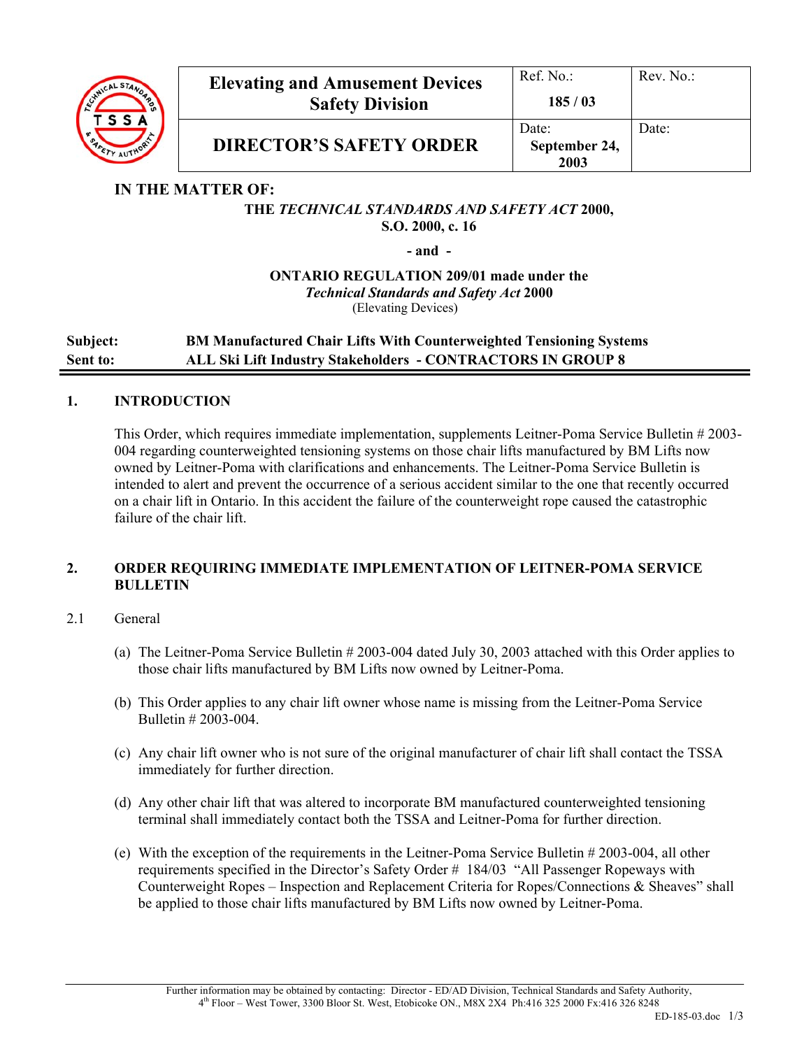| Elevating and Amusement Devices Safety Division | Ref. No.: 185 / 03 | Rev. No.: |
|---|---|---|
| DIRECTOR'S SAFETY ORDER | Date: September 24, 2003 | Date: |

**IN THE MATTER OF:**

**THE *TECHNICAL STANDARDS AND SAFETY ACT* 2000, S.O. 2000, c. 16**

**- and -**

**ONTARIO REGULATION 209/01 made under the *Technical Standards and Safety Act* 2000**
(Elevating Devices)

**Subject:** **BM Manufactured Chair Lifts With Counterweighted Tensioning Systems**
**Sent to:** **ALL Ski Lift Industry Stakeholders - CONTRACTORS IN GROUP 8**

---

## 1. INTRODUCTION

This Order, which requires immediate implementation, supplements Leitner-Poma Service Bulletin # 2003-004 regarding counterweighted tensioning systems on those chair lifts manufactured by BM Lifts now owned by Leitner-Poma with clarifications and enhancements. The Leitner-Poma Service Bulletin is intended to alert and prevent the occurrence of a serious accident similar to the one that recently occurred on a chair lift in Ontario. In this accident the failure of the counterweight rope caused the catastrophic failure of the chair lift.

## 2. ORDER REQUIRING IMMEDIATE IMPLEMENTATION OF LEITNER-POMA SERVICE BULLETIN

2.1 General

(a) The Leitner-Poma Service Bulletin # 2003-004 dated July 30, 2003 attached with this Order applies to those chair lifts manufactured by BM Lifts now owned by Leitner-Poma.

(b) This Order applies to any chair lift owner whose name is missing from the Leitner-Poma Service Bulletin # 2003-004.

(c) Any chair lift owner who is not sure of the original manufacturer of chair lift shall contact the TSSA immediately for further direction.

(d) Any other chair lift that was altered to incorporate BM manufactured counterweighted tensioning terminal shall immediately contact both the TSSA and Leitner-Poma for further direction.

(e) With the exception of the requirements in the Leitner-Poma Service Bulletin # 2003-004, all other requirements specified in the Director's Safety Order # 184/03 "All Passenger Ropeways with Counterweight Ropes – Inspection and Replacement Criteria for Ropes/Connections & Sheaves" shall be applied to those chair lifts manufactured by BM Lifts now owned by Leitner-Poma.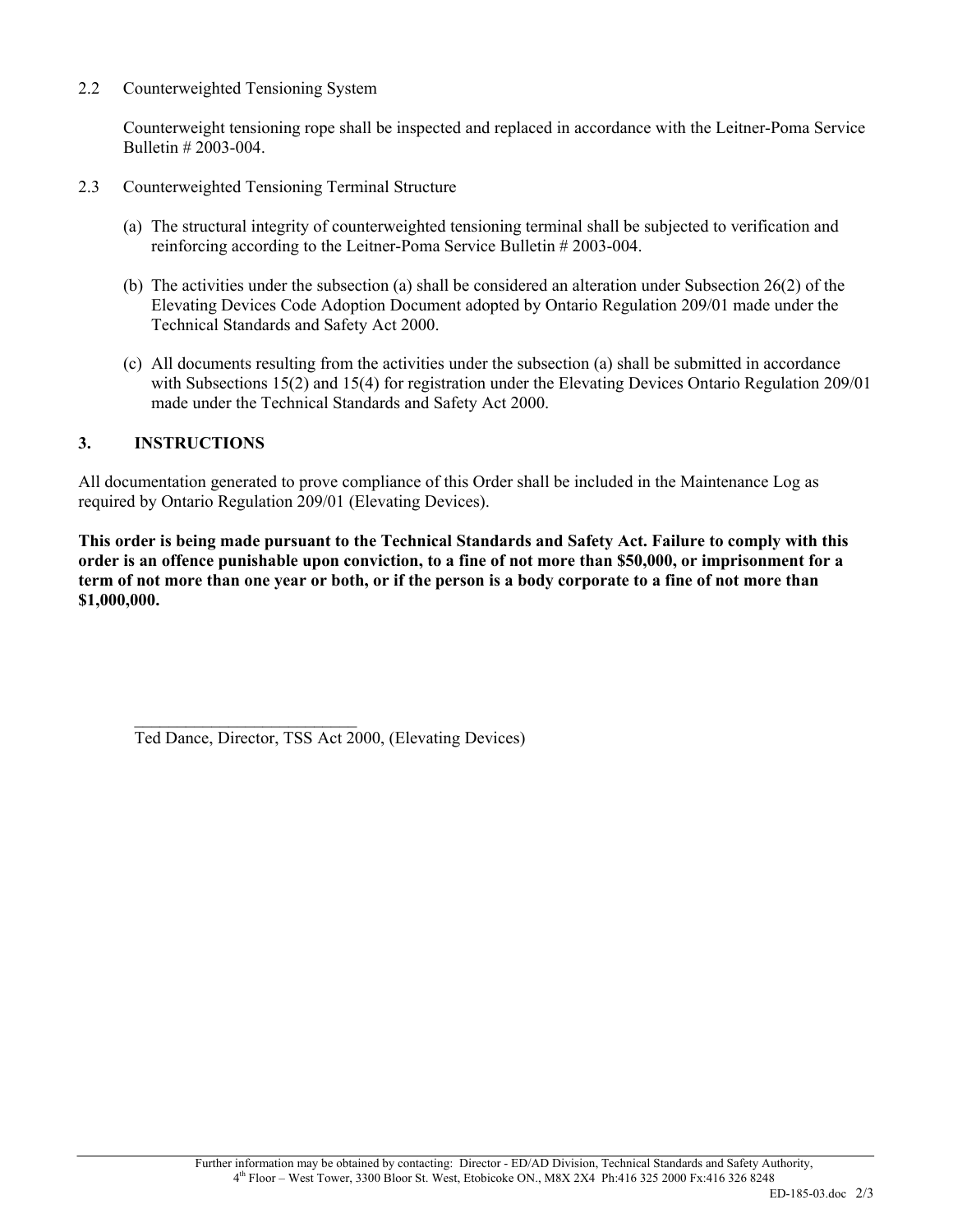2.2 Counterweighted Tensioning System

Counterweight tensioning rope shall be inspected and replaced in accordance with the Leitner-Poma Service Bulletin # 2003-004.

2.3 Counterweighted Tensioning Terminal Structure

(a) The structural integrity of counterweighted tensioning terminal shall be subjected to verification and reinforcing according to the Leitner-Poma Service Bulletin # 2003-004.

(b) The activities under the subsection (a) shall be considered an alteration under Subsection 26(2) of the Elevating Devices Code Adoption Document adopted by Ontario Regulation 209/01 made under the Technical Standards and Safety Act 2000.

(c) All documents resulting from the activities under the subsection (a) shall be submitted in accordance with Subsections 15(2) and 15(4) for registration under the Elevating Devices Ontario Regulation 209/01 made under the Technical Standards and Safety Act 2000.

## 3. INSTRUCTIONS

All documentation generated to prove compliance of this Order shall be included in the Maintenance Log as required by Ontario Regulation 209/01 (Elevating Devices).

**This order is being made pursuant to the Technical Standards and Safety Act. Failure to comply with this order is an offence punishable upon conviction, to a fine of not more than $50,000, or imprisonment for a term of not more than one year or both, or if the person is a body corporate to a fine of not more than $1,000,000.**

___________________________

Ted Dance, Director, TSS Act 2000, (Elevating Devices)

Further information may be obtained by contacting: Director - ED/AD Division, Technical Standards and Safety Authority, 4th Floor – West Tower, 3300 Bloor St. West, Etobicoke ON., M8X 2X4 Ph:416 325 2000 Fx:416 326 8248

ED-185-03.doc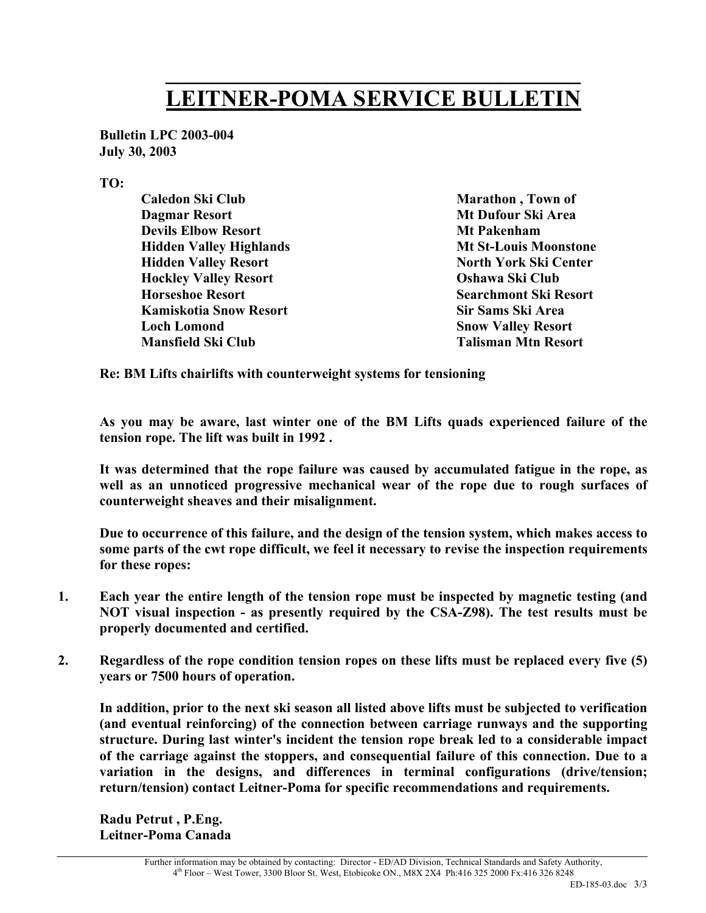# LEITNER-POMA SERVICE BULLETIN

**Bulletin LPC 2003-004**
**July 30, 2003**

**TO:**

**Caledon Ski Club**
**Dagmar Resort**
**Devils Elbow Resort**
**Hidden Valley Highlands**
**Hidden Valley Resort**
**Hockley Valley Resort**
**Horseshoe Resort**
**Kamiskotia Snow Resort**
**Loch Lomond**
**Mansfield Ski Club**
**Marathon , Town of**
**Mt Dufour Ski Area**
**Mt Pakenham**
**Mt St-Louis Moonstone**
**North York Ski Center**
**Oshawa Ski Club**
**Searchmont Ski Resort**
**Sir Sams Ski Area**
**Snow Valley Resort**
**Talisman Mtn Resort**

**Re: BM Lifts chairlifts with counterweight systems for tensioning**

**As you may be aware, last winter one of the BM Lifts quads experienced failure of the tension rope. The lift was built in 1992 .**

**It was determined that the rope failure was caused by accumulated fatigue in the rope, as well as an unnoticed progressive mechanical wear of the rope due to rough surfaces of counterweight sheaves and their misalignment.**

**Due to occurrence of this failure, and the design of the tension system, which makes access to some parts of the cwt rope difficult, we feel it necessary to revise the inspection requirements for these ropes:**

1. **Each year the entire length of the tension rope must be inspected by magnetic testing (and NOT visual inspection - as presently required by the CSA-Z98). The test results must be properly documented and certified.**

2. **Regardless of the rope condition tension ropes on these lifts must be replaced every five (5) years or 7500 hours of operation.**

**In addition, prior to the next ski season all listed above lifts must be subjected to verification (and eventual reinforcing) of the connection between carriage runways and the supporting structure. During last winter's incident the tension rope break led to a considerable impact of the carriage against the stoppers, and consequential failure of this connection. Due to a variation in the designs, and differences in terminal configurations (drive/tension; return/tension) contact Leitner-Poma for specific recommendations and requirements.**

**Radu Petrut , P.Eng.**
**Leitner-Poma Canada**

Further information may be obtained by contacting: Director - ED/AD Division, Technical Standards and Safety Authority, 4th Floor – West Tower, 3300 Bloor St. West, Etobicoke ON., M8X 2X4 Ph:416 325 2000 Fx:416 326 8248

ED-185-03.doc